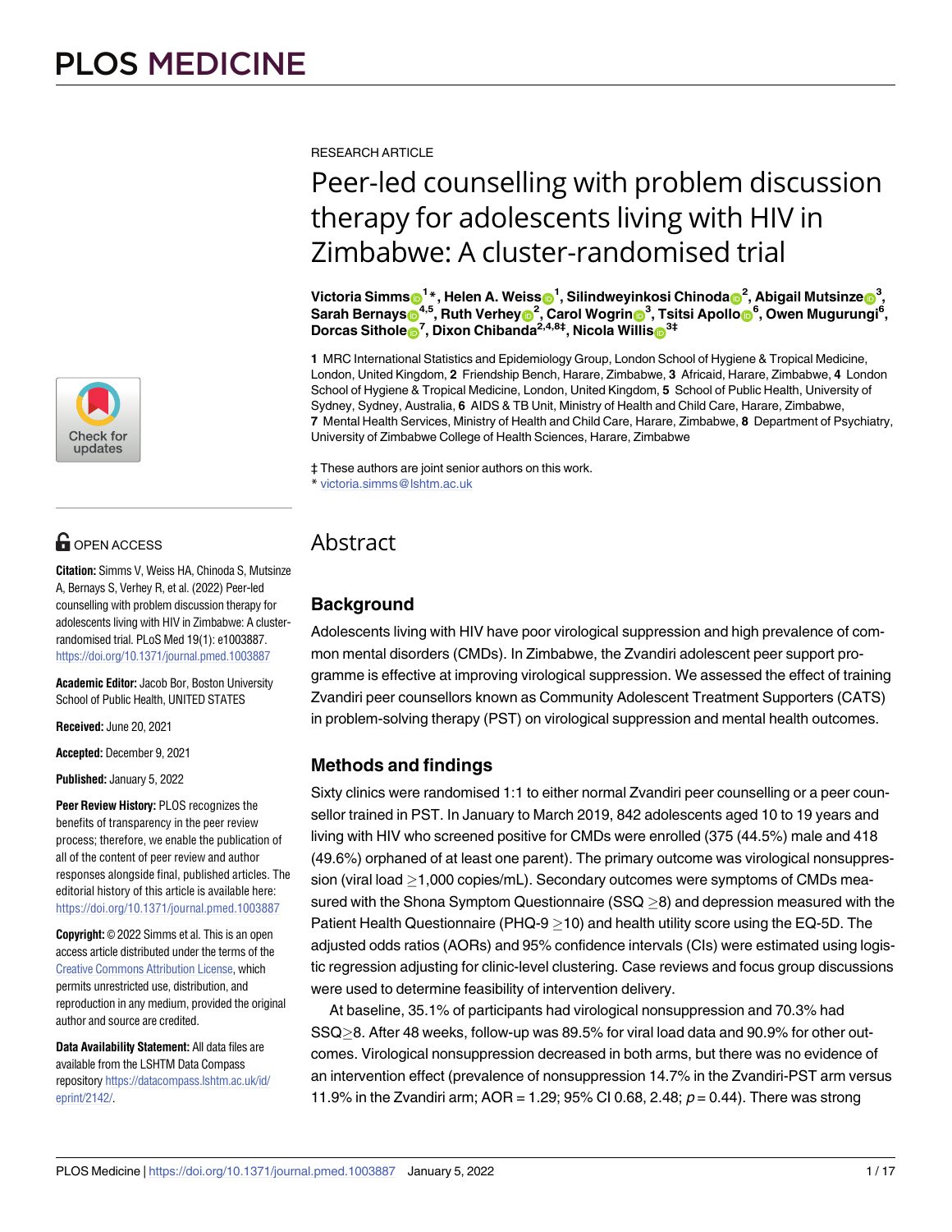RESEARCH ARTICLE

# Peer-led counselling with problem discussion therapy for adolescents living with HIV in Zimbabwe: A cluster-randomised trial

**Victoria Simms[1]*, Helen A. Weiss[1], Silindweyinkosi Chinoda[2], Abigail Mutsinze[3], Sarah Bernays[4,5], Ruth Verhey[2], Carol Wogrin[3], Tsitsi Apollo[6], Owen Mugurungi[6], Dorcas Sithole[7], Dixon Chibanda[2,4,8‡], Nicola Willis[3‡]**

**1** MRC International Statistics and Epidemiology Group, London School of Hygiene & Tropical Medicine, London, United Kingdom, **2** Friendship Bench, Harare, Zimbabwe, **3** Africaid, Harare, Zimbabwe, **4** London School of Hygiene & Tropical Medicine, London, United Kingdom, **5** School of Public Health, University of Sydney, Sydney, Australia, **6** AIDS & TB Unit, Ministry of Health and Child Care, Harare, Zimbabwe, **7** Mental Health Services, Ministry of Health and Child Care, Harare, Zimbabwe, **8** Department of Psychiatry, University of Zimbabwe College of Health Sciences, Harare, Zimbabwe

‡ These authors are joint senior authors on this work.
* victoria.simms@lshtm.ac.uk

OPEN ACCESS

**Citation:** Simms V, Weiss HA, Chinoda S, Mutsinze A, Bernays S, Verhey R, et al. (2022) Peer-led counselling with problem discussion therapy for adolescents living with HIV in Zimbabwe: A cluster-randomised trial. PLoS Med 19(1): e1003887. https://doi.org/10.1371/journal.pmed.1003887

**Academic Editor:** Jacob Bor, Boston University School of Public Health, UNITED STATES

**Received:** June 20, 2021

**Accepted:** December 9, 2021

**Published:** January 5, 2022

**Peer Review History:** PLOS recognizes the benefits of transparency in the peer review process; therefore, we enable the publication of all of the content of peer review and author responses alongside final, published articles. The editorial history of this article is available here: https://doi.org/10.1371/journal.pmed.1003887

**Copyright:** © 2022 Simms et al. This is an open access article distributed under the terms of the Creative Commons Attribution License, which permits unrestricted use, distribution, and reproduction in any medium, provided the original author and source are credited.

**Data Availability Statement:** All data files are available from the LSHTM Data Compass repository https://datacompass.lshtm.ac.uk/id/eprint/2142/.

## Abstract

### Background

Adolescents living with HIV have poor virological suppression and high prevalence of common mental disorders (CMDs). In Zimbabwe, the Zvandiri adolescent peer support programme is effective at improving virological suppression. We assessed the effect of training Zvandiri peer counsellors known as Community Adolescent Treatment Supporters (CATS) in problem-solving therapy (PST) on virological suppression and mental health outcomes.

### Methods and findings

Sixty clinics were randomised 1:1 to either normal Zvandiri peer counselling or a peer counsellor trained in PST. In January to March 2019, 842 adolescents aged 10 to 19 years and living with HIV who screened positive for CMDs were enrolled (375 (44.5%) male and 418 (49.6%) orphaned of at least one parent). The primary outcome was virological nonsuppression (viral load ≥1,000 copies/mL). Secondary outcomes were symptoms of CMDs measured with the Shona Symptom Questionnaire (SSQ ≥8) and depression measured with the Patient Health Questionnaire (PHQ-9 ≥10) and health utility score using the EQ-5D. The adjusted odds ratios (AORs) and 95% confidence intervals (CIs) were estimated using logistic regression adjusting for clinic-level clustering. Case reviews and focus group discussions were used to determine feasibility of intervention delivery.

At baseline, 35.1% of participants had virological nonsuppression and 70.3% had SSQ≥8. After 48 weeks, follow-up was 89.5% for viral load data and 90.9% for other outcomes. Virological nonsuppression decreased in both arms, but there was no evidence of an intervention effect (prevalence of nonsuppression 14.7% in the Zvandiri-PST arm versus 11.9% in the Zvandiri arm; AOR = 1.29; 95% CI 0.68, 2.48; $p = 0.44$). There was strong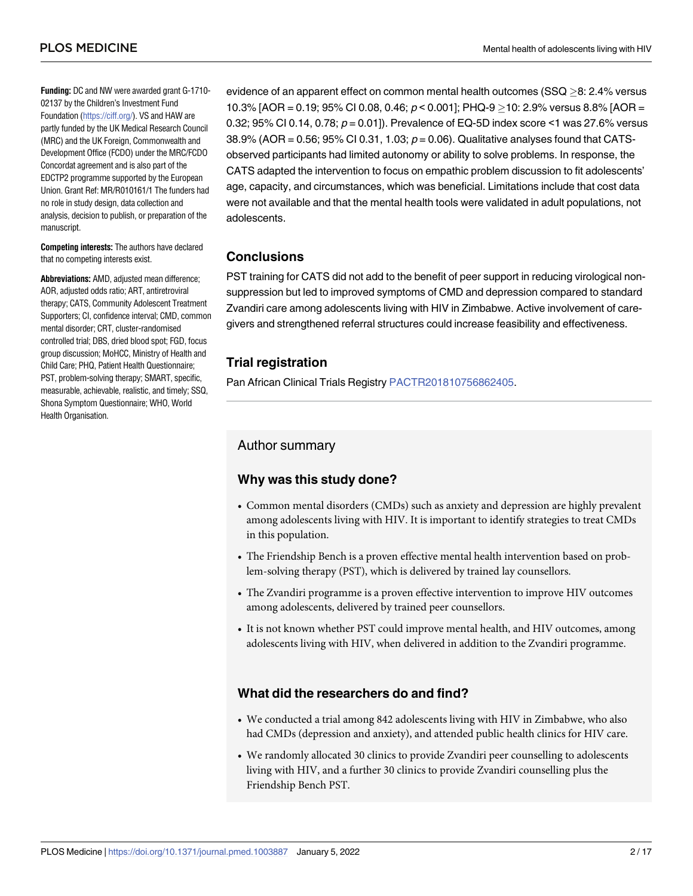**Funding:** DC and NW were awarded grant G-1710-02137 by the Children's Investment Fund Foundation (https://ciff.org/). VS and HAW are partly funded by the UK Medical Research Council (MRC) and the UK Foreign, Commonwealth and Development Office (FCDO) under the MRC/FCDO Concordat agreement and is also part of the EDCTP2 programme supported by the European Union. Grant Ref: MR/R010161/1 The funders had no role in study design, data collection and analysis, decision to publish, or preparation of the manuscript.

**Competing interests:** The authors have declared that no competing interests exist.

**Abbreviations:** AMD, adjusted mean difference; AOR, adjusted odds ratio; ART, antiretroviral therapy; CATS, Community Adolescent Treatment Supporters; CI, confidence interval; CMD, common mental disorder; CRT, cluster-randomised controlled trial; DBS, dried blood spot; FGD, focus group discussion; MoHCC, Ministry of Health and Child Care; PHQ, Patient Health Questionnaire; PST, problem-solving therapy; SMART, specific, measurable, achievable, realistic, and timely; SSQ, Shona Symptom Questionnaire; WHO, World Health Organisation.

evidence of an apparent effect on common mental health outcomes (SSQ $\geq$8: 2.4% versus 10.3% [AOR = 0.19; 95% CI 0.08, 0.46; $p < 0.001$]; PHQ-9 $\geq$10: 2.9% versus 8.8% [AOR = 0.32; 95% CI 0.14, 0.78; $p = 0.01$]). Prevalence of EQ-5D index score <1 was 27.6% versus 38.9% (AOR = 0.56; 95% CI 0.31, 1.03; $p = 0.06$). Qualitative analyses found that CATS-observed participants had limited autonomy or ability to solve problems. In response, the CATS adapted the intervention to focus on empathic problem discussion to fit adolescents' age, capacity, and circumstances, which was beneficial. Limitations include that cost data were not available and that the mental health tools were validated in adult populations, not adolescents.

## Conclusions

PST training for CATS did not add to the benefit of peer support in reducing virological non-suppression but led to improved symptoms of CMD and depression compared to standard Zvandiri care among adolescents living with HIV in Zimbabwe. Active involvement of caregivers and strengthened referral structures could increase feasibility and effectiveness.

## Trial registration

Pan African Clinical Trials Registry PACTR201810756862405.

## Author summary

### Why was this study done?

- Common mental disorders (CMDs) such as anxiety and depression are highly prevalent among adolescents living with HIV. It is important to identify strategies to treat CMDs in this population.
- The Friendship Bench is a proven effective mental health intervention based on problem-solving therapy (PST), which is delivered by trained lay counsellors.
- The Zvandiri programme is a proven effective intervention to improve HIV outcomes among adolescents, delivered by trained peer counsellors.
- It is not known whether PST could improve mental health, and HIV outcomes, among adolescents living with HIV, when delivered in addition to the Zvandiri programme.

### What did the researchers do and find?

- We conducted a trial among 842 adolescents living with HIV in Zimbabwe, who also had CMDs (depression and anxiety), and attended public health clinics for HIV care.
- We randomly allocated 30 clinics to provide Zvandiri peer counselling to adolescents living with HIV, and a further 30 clinics to provide Zvandiri counselling plus the Friendship Bench PST.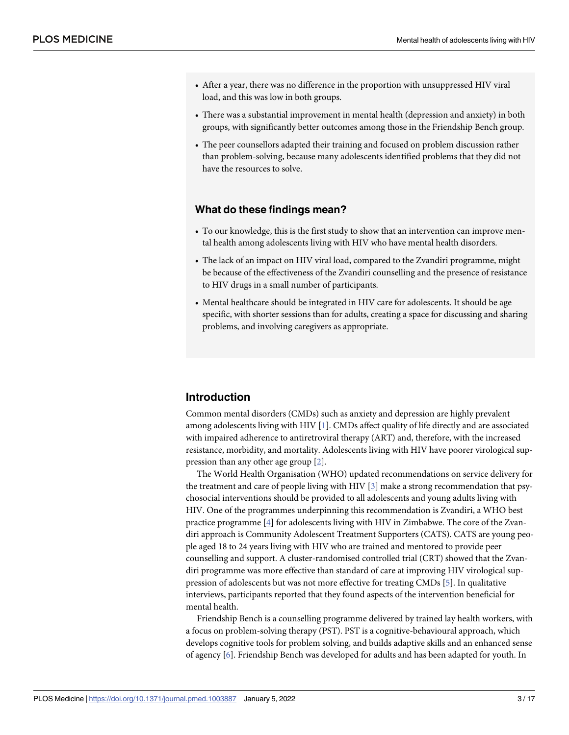- After a year, there was no difference in the proportion with unsuppressed HIV viral load, and this was low in both groups.
- There was a substantial improvement in mental health (depression and anxiety) in both groups, with significantly better outcomes among those in the Friendship Bench group.
- The peer counsellors adapted their training and focused on problem discussion rather than problem-solving, because many adolescents identified problems that they did not have the resources to solve.

### What do these findings mean?

- To our knowledge, this is the first study to show that an intervention can improve mental health among adolescents living with HIV who have mental health disorders.
- The lack of an impact on HIV viral load, compared to the Zvandiri programme, might be because of the effectiveness of the Zvandiri counselling and the presence of resistance to HIV drugs in a small number of participants.
- Mental healthcare should be integrated in HIV care for adolescents. It should be age specific, with shorter sessions than for adults, creating a space for discussing and sharing problems, and involving caregivers as appropriate.

## Introduction

Common mental disorders (CMDs) such as anxiety and depression are highly prevalent among adolescents living with HIV [1]. CMDs affect quality of life directly and are associated with impaired adherence to antiretroviral therapy (ART) and, therefore, with the increased resistance, morbidity, and mortality. Adolescents living with HIV have poorer virological suppression than any other age group [2].

The World Health Organisation (WHO) updated recommendations on service delivery for the treatment and care of people living with HIV [3] make a strong recommendation that psychosocial interventions should be provided to all adolescents and young adults living with HIV. One of the programmes underpinning this recommendation is Zvandiri, a WHO best practice programme [4] for adolescents living with HIV in Zimbabwe. The core of the Zvandiri approach is Community Adolescent Treatment Supporters (CATS). CATS are young people aged 18 to 24 years living with HIV who are trained and mentored to provide peer counselling and support. A cluster-randomised controlled trial (CRT) showed that the Zvandiri programme was more effective than standard of care at improving HIV virological suppression of adolescents but was not more effective for treating CMDs [5]. In qualitative interviews, participants reported that they found aspects of the intervention beneficial for mental health.

Friendship Bench is a counselling programme delivered by trained lay health workers, with a focus on problem-solving therapy (PST). PST is a cognitive-behavioural approach, which develops cognitive tools for problem solving, and builds adaptive skills and an enhanced sense of agency [6]. Friendship Bench was developed for adults and has been adapted for youth. In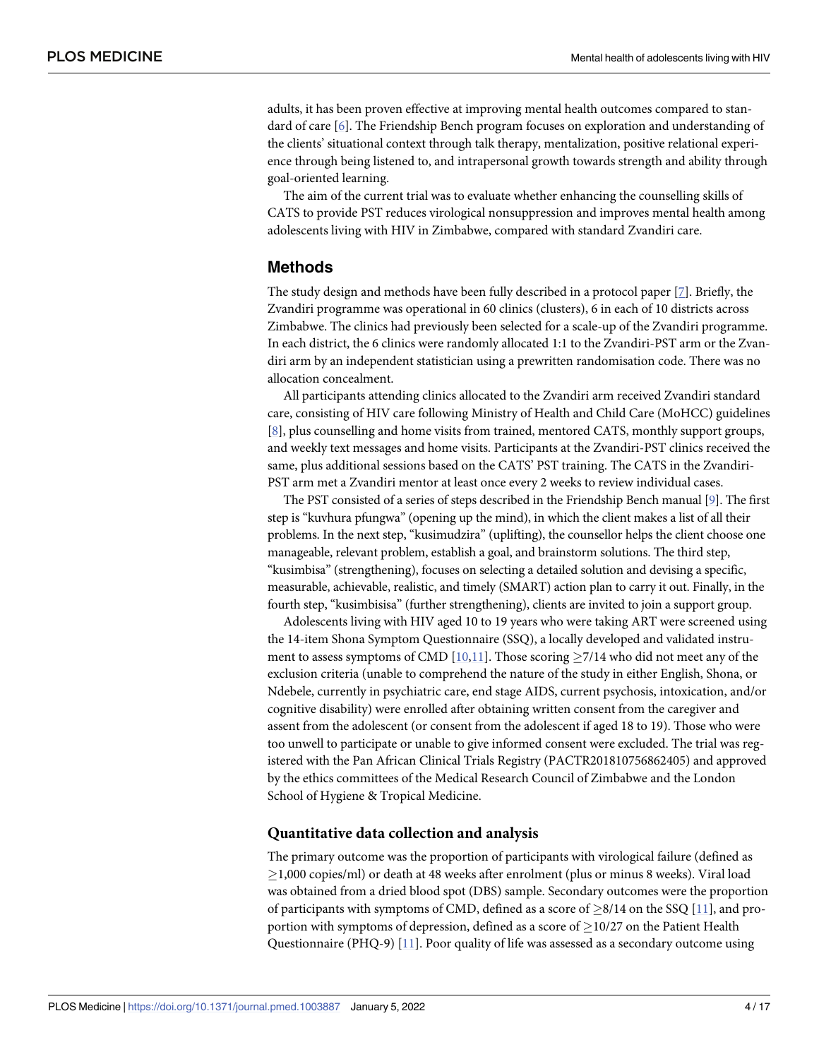adults, it has been proven effective at improving mental health outcomes compared to standard of care [6]. The Friendship Bench program focuses on exploration and understanding of the clients' situational context through talk therapy, mentalization, positive relational experience through being listened to, and intrapersonal growth towards strength and ability through goal-oriented learning.

The aim of the current trial was to evaluate whether enhancing the counselling skills of CATS to provide PST reduces virological nonsuppression and improves mental health among adolescents living with HIV in Zimbabwe, compared with standard Zvandiri care.

## Methods

The study design and methods have been fully described in a protocol paper [7]. Briefly, the Zvandiri programme was operational in 60 clinics (clusters), 6 in each of 10 districts across Zimbabwe. The clinics had previously been selected for a scale-up of the Zvandiri programme. In each district, the 6 clinics were randomly allocated 1:1 to the Zvandiri-PST arm or the Zvandiri arm by an independent statistician using a prewritten randomisation code. There was no allocation concealment.

All participants attending clinics allocated to the Zvandiri arm received Zvandiri standard care, consisting of HIV care following Ministry of Health and Child Care (MoHCC) guidelines [8], plus counselling and home visits from trained, mentored CATS, monthly support groups, and weekly text messages and home visits. Participants at the Zvandiri-PST clinics received the same, plus additional sessions based on the CATS' PST training. The CATS in the Zvandiri-PST arm met a Zvandiri mentor at least once every 2 weeks to review individual cases.

The PST consisted of a series of steps described in the Friendship Bench manual [9]. The first step is "kuvhura pfungwa" (opening up the mind), in which the client makes a list of all their problems. In the next step, "kusimudzira" (uplifting), the counsellor helps the client choose one manageable, relevant problem, establish a goal, and brainstorm solutions. The third step, "kusimbisa" (strengthening), focuses on selecting a detailed solution and devising a specific, measurable, achievable, realistic, and timely (SMART) action plan to carry it out. Finally, in the fourth step, "kusimbisisa" (further strengthening), clients are invited to join a support group.

Adolescents living with HIV aged 10 to 19 years who were taking ART were screened using the 14-item Shona Symptom Questionnaire (SSQ), a locally developed and validated instrument to assess symptoms of CMD [10,11]. Those scoring $\geq$7/14 who did not meet any of the exclusion criteria (unable to comprehend the nature of the study in either English, Shona, or Ndebele, currently in psychiatric care, end stage AIDS, current psychosis, intoxication, and/or cognitive disability) were enrolled after obtaining written consent from the caregiver and assent from the adolescent (or consent from the adolescent if aged 18 to 19). Those who were too unwell to participate or unable to give informed consent were excluded. The trial was registered with the Pan African Clinical Trials Registry (PACTR201810756862405) and approved by the ethics committees of the Medical Research Council of Zimbabwe and the London School of Hygiene & Tropical Medicine.

### Quantitative data collection and analysis

The primary outcome was the proportion of participants with virological failure (defined as $\geq$1,000 copies/ml) or death at 48 weeks after enrolment (plus or minus 8 weeks). Viral load was obtained from a dried blood spot (DBS) sample. Secondary outcomes were the proportion of participants with symptoms of CMD, defined as a score of $\geq$8/14 on the SSQ [11], and proportion with symptoms of depression, defined as a score of $\geq$10/27 on the Patient Health Questionnaire (PHQ-9) [11]. Poor quality of life was assessed as a secondary outcome using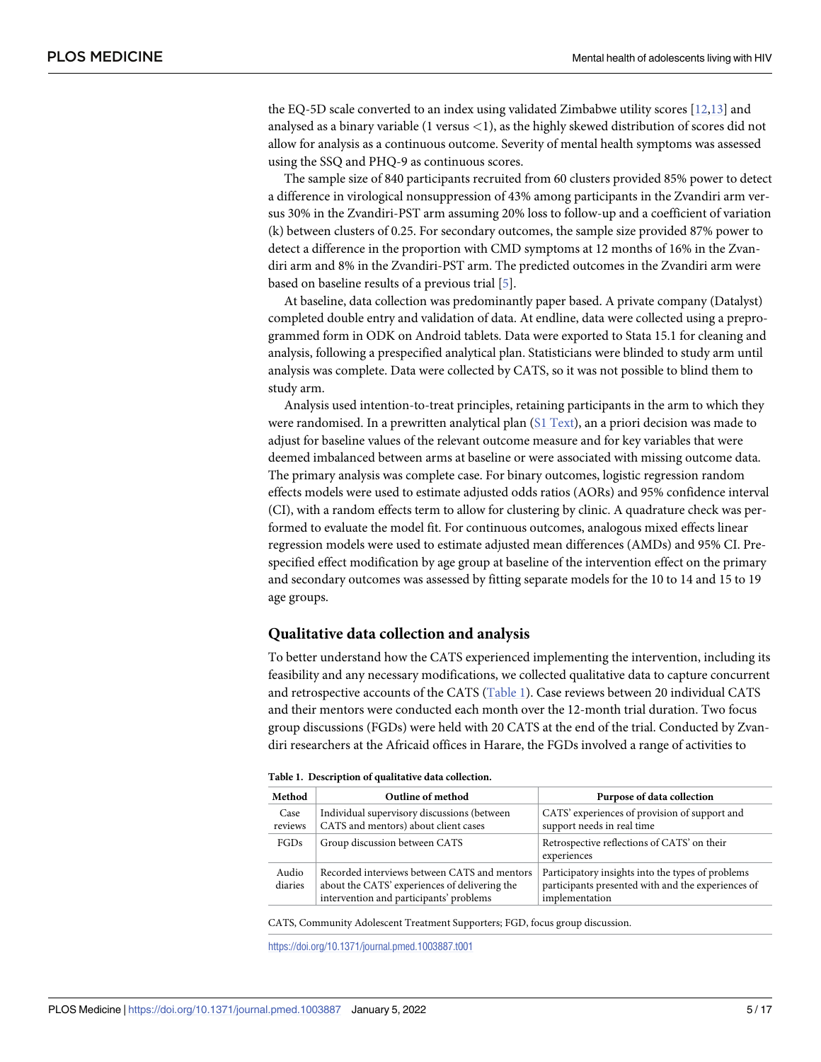the EQ-5D scale converted to an index using validated Zimbabwe utility scores [12,13] and analysed as a binary variable (1 versus <1), as the highly skewed distribution of scores did not allow for analysis as a continuous outcome. Severity of mental health symptoms was assessed using the SSQ and PHQ-9 as continuous scores.

The sample size of 840 participants recruited from 60 clusters provided 85% power to detect a difference in virological nonsuppression of 43% among participants in the Zvandiri arm versus 30% in the Zvandiri-PST arm assuming 20% loss to follow-up and a coefficient of variation (k) between clusters of 0.25. For secondary outcomes, the sample size provided 87% power to detect a difference in the proportion with CMD symptoms at 12 months of 16% in the Zvandiri arm and 8% in the Zvandiri-PST arm. The predicted outcomes in the Zvandiri arm were based on baseline results of a previous trial [5].

At baseline, data collection was predominantly paper based. A private company (Datalyst) completed double entry and validation of data. At endline, data were collected using a preprogrammed form in ODK on Android tablets. Data were exported to Stata 15.1 for cleaning and analysis, following a prespecified analytical plan. Statisticians were blinded to study arm until analysis was complete. Data were collected by CATS, so it was not possible to blind them to study arm.

Analysis used intention-to-treat principles, retaining participants in the arm to which they were randomised. In a prewritten analytical plan (S1 Text), an a priori decision was made to adjust for baseline values of the relevant outcome measure and for key variables that were deemed imbalanced between arms at baseline or were associated with missing outcome data. The primary analysis was complete case. For binary outcomes, logistic regression random effects models were used to estimate adjusted odds ratios (AORs) and 95% confidence interval (CI), with a random effects term to allow for clustering by clinic. A quadrature check was performed to evaluate the model fit. For continuous outcomes, analogous mixed effects linear regression models were used to estimate adjusted mean differences (AMDs) and 95% CI. Prespecified effect modification by age group at baseline of the intervention effect on the primary and secondary outcomes was assessed by fitting separate models for the 10 to 14 and 15 to 19 age groups.

## Qualitative data collection and analysis

To better understand how the CATS experienced implementing the intervention, including its feasibility and any necessary modifications, we collected qualitative data to capture concurrent and retrospective accounts of the CATS (Table 1). Case reviews between 20 individual CATS and their mentors were conducted each month over the 12-month trial duration. Two focus group discussions (FGDs) were held with 20 CATS at the end of the trial. Conducted by Zvandiri researchers at the Africaid offices in Harare, the FGDs involved a range of activities to

**Table 1. Description of qualitative data collection.**

| Method | Outline of method | Purpose of data collection |
|---|---|---|
| Case reviews | Individual supervisory discussions (between CATS and mentors) about client cases | CATS' experiences of provision of support and support needs in real time |
| FGDs | Group discussion between CATS | Retrospective reflections of CATS' on their experiences |
| Audio diaries | Recorded interviews between CATS and mentors about the CATS' experiences of delivering the intervention and participants' problems | Participatory insights into the types of problems participants presented with and the experiences of implementation |

CATS, Community Adolescent Treatment Supporters; FGD, focus group discussion.

https://doi.org/10.1371/journal.pmed.1003887.t001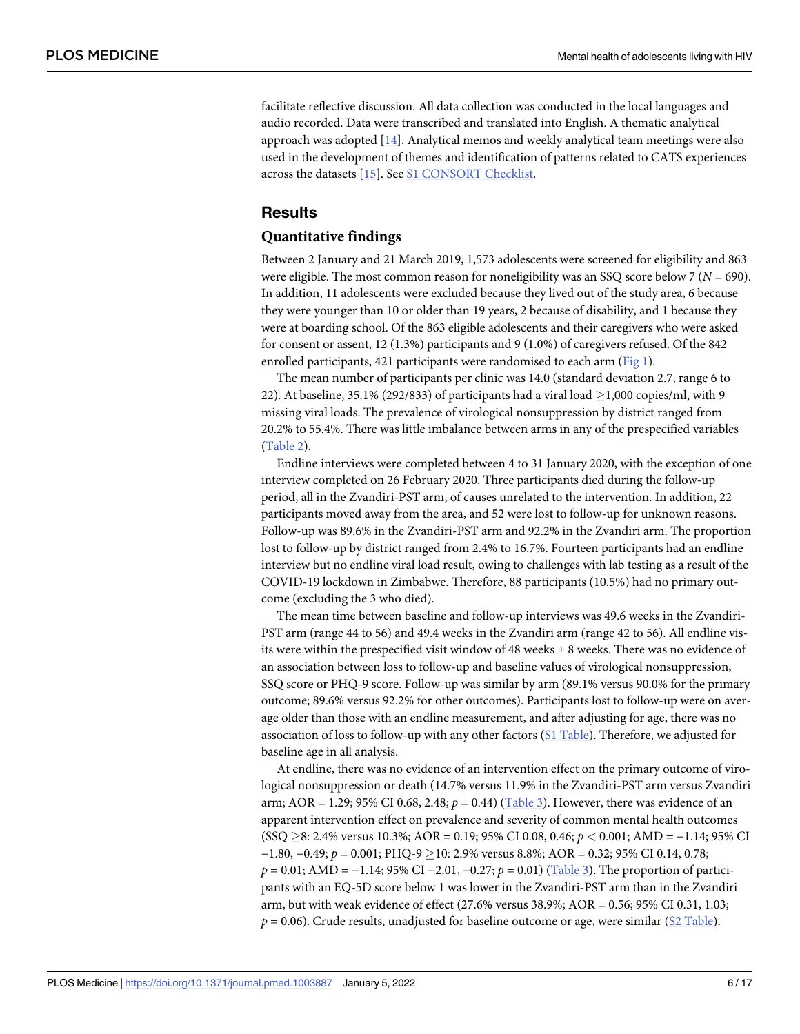facilitate reflective discussion. All data collection was conducted in the local languages and audio recorded. Data were transcribed and translated into English. A thematic analytical approach was adopted [14]. Analytical memos and weekly analytical team meetings were also used in the development of themes and identification of patterns related to CATS experiences across the datasets [15]. See S1 CONSORT Checklist.

## Results

### Quantitative findings

Between 2 January and 21 March 2019, 1,573 adolescents were screened for eligibility and 863 were eligible. The most common reason for noneligibility was an SSQ score below 7 ($N = 690$). In addition, 11 adolescents were excluded because they lived out of the study area, 6 because they were younger than 10 or older than 19 years, 2 because of disability, and 1 because they were at boarding school. Of the 863 eligible adolescents and their caregivers who were asked for consent or assent, 12 (1.3%) participants and 9 (1.0%) of caregivers refused. Of the 842 enrolled participants, 421 participants were randomised to each arm (Fig 1).

The mean number of participants per clinic was 14.0 (standard deviation 2.7, range 6 to 22). At baseline, 35.1% (292/833) of participants had a viral load $\geq$1,000 copies/ml, with 9 missing viral loads. The prevalence of virological nonsuppression by district ranged from 20.2% to 55.4%. There was little imbalance between arms in any of the prespecified variables (Table 2).

Endline interviews were completed between 4 to 31 January 2020, with the exception of one interview completed on 26 February 2020. Three participants died during the follow-up period, all in the Zvandiri-PST arm, of causes unrelated to the intervention. In addition, 22 participants moved away from the area, and 52 were lost to follow-up for unknown reasons. Follow-up was 89.6% in the Zvandiri-PST arm and 92.2% in the Zvandiri arm. The proportion lost to follow-up by district ranged from 2.4% to 16.7%. Fourteen participants had an endline interview but no endline viral load result, owing to challenges with lab testing as a result of the COVID-19 lockdown in Zimbabwe. Therefore, 88 participants (10.5%) had no primary outcome (excluding the 3 who died).

The mean time between baseline and follow-up interviews was 49.6 weeks in the Zvandiri-PST arm (range 44 to 56) and 49.4 weeks in the Zvandiri arm (range 42 to 56). All endline visits were within the prespecified visit window of 48 weeks ± 8 weeks. There was no evidence of an association between loss to follow-up and baseline values of virological nonsuppression, SSQ score or PHQ-9 score. Follow-up was similar by arm (89.1% versus 90.0% for the primary outcome; 89.6% versus 92.2% for other outcomes). Participants lost to follow-up were on average older than those with an endline measurement, and after adjusting for age, there was no association of loss to follow-up with any other factors (S1 Table). Therefore, we adjusted for baseline age in all analysis.

At endline, there was no evidence of an intervention effect on the primary outcome of virological nonsuppression or death (14.7% versus 11.9% in the Zvandiri-PST arm versus Zvandiri arm; AOR = 1.29; 95% CI 0.68, 2.48; $p = 0.44$) (Table 3). However, there was evidence of an apparent intervention effect on prevalence and severity of common mental health outcomes (SSQ $\geq$8: 2.4% versus 10.3%; AOR = 0.19; 95% CI 0.08, 0.46; $p < 0.001$; AMD = −1.14; 95% CI −1.80, −0.49; $p = 0.001$; PHQ-9 $\geq$10: 2.9% versus 8.8%; AOR = 0.32; 95% CI 0.14, 0.78; $p = 0.01$; AMD = −1.14; 95% CI −2.01, −0.27; $p = 0.01$) (Table 3). The proportion of participants with an EQ-5D score below 1 was lower in the Zvandiri-PST arm than in the Zvandiri arm, but with weak evidence of effect (27.6% versus 38.9%; AOR = 0.56; 95% CI 0.31, 1.03; $p = 0.06$). Crude results, unadjusted for baseline outcome or age, were similar (S2 Table).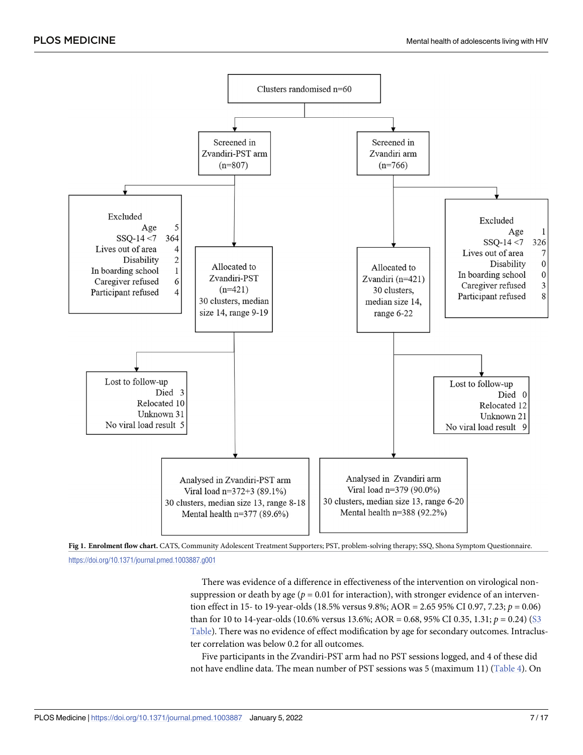Clusters randomised n=60

Screened in Zvandiri-PST arm (n=807)

Screened in Zvandiri arm (n=766)

Excluded
Age 5
SSQ-14 <7 364
Lives out of area 4
Disability 2
In boarding school 1
Caregiver refused 6
Participant refused 4

Allocated to Zvandiri-PST (n=421) 30 clusters, median size 14, range 9-19

Allocated to Zvandiri (n=421) 30 clusters, median size 14, range 6-22

Excluded
Age 1
SSQ-14 <7 326
Lives out of area 7
Disability 0
In boarding school 0
Caregiver refused 3
Participant refused 8

Lost to follow-up
Died 3
Relocated 10
Unknown 31
No viral load result 5

Lost to follow-up
Died 0
Relocated 12
Unknown 21
No viral load result 9

Analysed in Zvandiri-PST arm
Viral load n=372+3 (89.1%)
30 clusters, median size 13, range 8-18
Mental health n=377 (89.6%)

Analysed in Zvandiri arm
Viral load n=379 (90.0%)
30 clusters, median size 13, range 6-20
Mental health n=388 (92.2%)

**Fig 1. Enrolment flow chart.** CATS, Community Adolescent Treatment Supporters; PST, problem-solving therapy; SSQ, Shona Symptom Questionnaire.

https://doi.org/10.1371/journal.pmed.1003887.g001

There was evidence of a difference in effectiveness of the intervention on virological non-suppression or death by age ($p$ = 0.01 for interaction), with stronger evidence of an intervention effect in 15- to 19-year-olds (18.5% versus 9.8%; AOR = 2.65 95% CI 0.97, 7.23; $p$ = 0.06) than for 10 to 14-year-olds (10.6% versus 13.6%; AOR = 0.68, 95% CI 0.35, 1.31; $p$ = 0.24) (S3 Table). There was no evidence of effect modification by age for secondary outcomes. Intracluster correlation was below 0.2 for all outcomes.

Five participants in the Zvandiri-PST arm had no PST sessions logged, and 4 of these did not have endline data. The mean number of PST sessions was 5 (maximum 11) (Table 4). On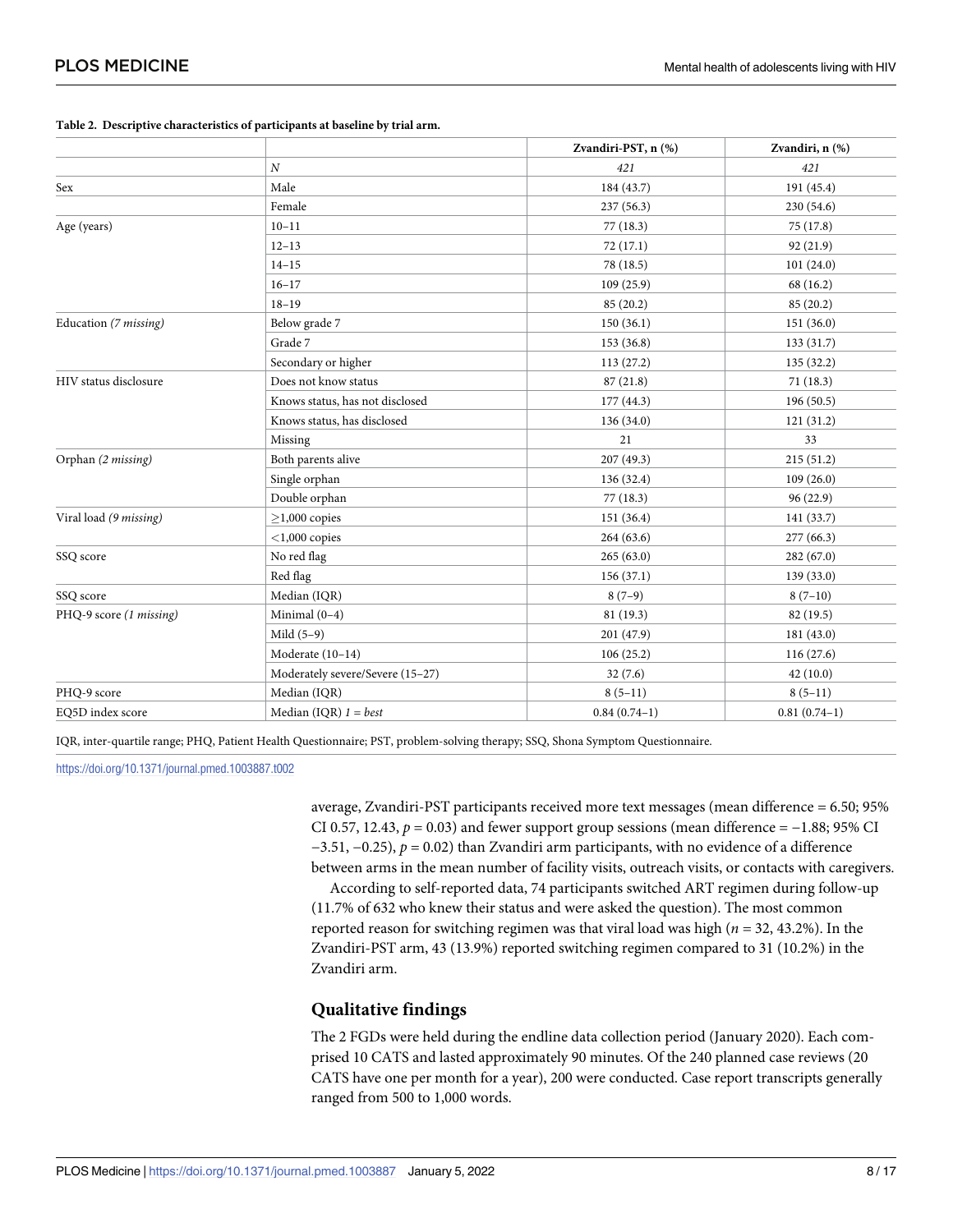**Table 2. Descriptive characteristics of participants at baseline by trial arm.**

| | | Zvandiri-PST, n (%) | Zvandiri, n (%) |
|---|---|---|---|
| | *N* | *421* | *421* |
| Sex | Male | 184 (43.7) | 191 (45.4) |
| | Female | 237 (56.3) | 230 (54.6) |
| Age (years) | 10–11 | 77 (18.3) | 75 (17.8) |
| | 12–13 | 72 (17.1) | 92 (21.9) |
| | 14–15 | 78 (18.5) | 101 (24.0) |
| | 16–17 | 109 (25.9) | 68 (16.2) |
| | 18–19 | 85 (20.2) | 85 (20.2) |
| Education *(7 missing)* | Below grade 7 | 150 (36.1) | 151 (36.0) |
| | Grade 7 | 153 (36.8) | 133 (31.7) |
| | Secondary or higher | 113 (27.2) | 135 (32.2) |
| HIV status disclosure | Does not know status | 87 (21.8) | 71 (18.3) |
| | Knows status, has not disclosed | 177 (44.3) | 196 (50.5) |
| | Knows status, has disclosed | 136 (34.0) | 121 (31.2) |
| | Missing | 21 | 33 |
| Orphan *(2 missing)* | Both parents alive | 207 (49.3) | 215 (51.2) |
| | Single orphan | 136 (32.4) | 109 (26.0) |
| | Double orphan | 77 (18.3) | 96 (22.9) |
| Viral load *(9 missing)* | ≥1,000 copies | 151 (36.4) | 141 (33.7) |
| | <1,000 copies | 264 (63.6) | 277 (66.3) |
| SSQ score | No red flag | 265 (63.0) | 282 (67.0) |
| | Red flag | 156 (37.1) | 139 (33.0) |
| SSQ score | Median (IQR) | 8 (7–9) | 8 (7–10) |
| PHQ-9 score *(1 missing)* | Minimal (0–4) | 81 (19.3) | 82 (19.5) |
| | Mild (5–9) | 201 (47.9) | 181 (43.0) |
| | Moderate (10–14) | 106 (25.2) | 116 (27.6) |
| | Moderately severe/Severe (15–27) | 32 (7.6) | 42 (10.0) |
| PHQ-9 score | Median (IQR) | 8 (5–11) | 8 (5–11) |
| EQ5D index score | Median (IQR) *1 = best* | 0.84 (0.74–1) | 0.81 (0.74–1) |

IQR, inter-quartile range; PHQ, Patient Health Questionnaire; PST, problem-solving therapy; SSQ, Shona Symptom Questionnaire.

https://doi.org/10.1371/journal.pmed.1003887.t002

average, Zvandiri-PST participants received more text messages (mean difference = 6.50; 95% CI 0.57, 12.43, $p = 0.03$) and fewer support group sessions (mean difference = −1.88; 95% CI −3.51, −0.25), $p = 0.02$) than Zvandiri arm participants, with no evidence of a difference between arms in the mean number of facility visits, outreach visits, or contacts with caregivers.

According to self-reported data, 74 participants switched ART regimen during follow-up (11.7% of 632 who knew their status and were asked the question). The most common reported reason for switching regimen was that viral load was high ($n = 32$, 43.2%). In the Zvandiri-PST arm, 43 (13.9%) reported switching regimen compared to 31 (10.2%) in the Zvandiri arm.

## Qualitative findings

The 2 FGDs were held during the endline data collection period (January 2020). Each comprised 10 CATS and lasted approximately 90 minutes. Of the 240 planned case reviews (20 CATS have one per month for a year), 200 were conducted. Case report transcripts generally ranged from 500 to 1,000 words.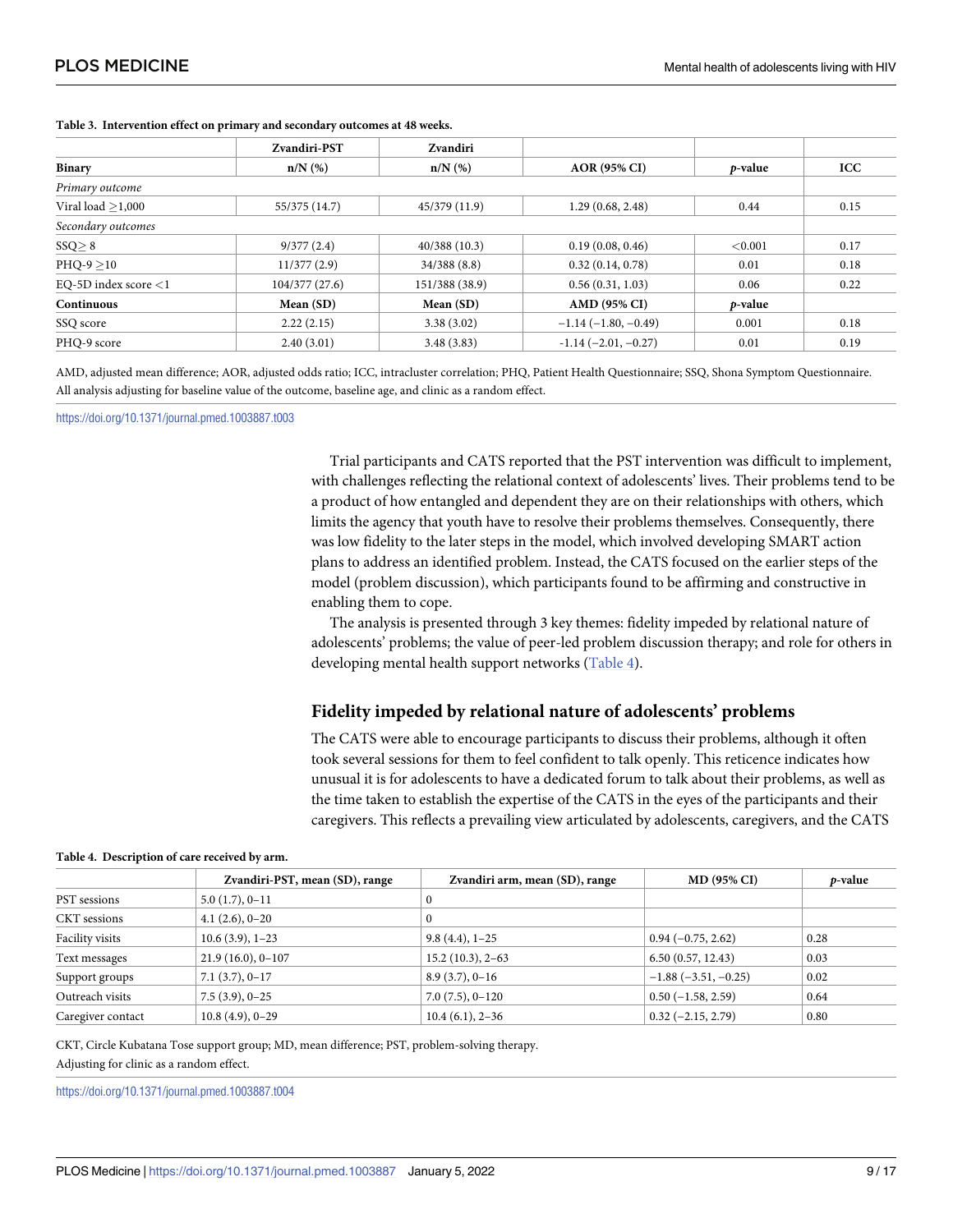**Table 3. Intervention effect on primary and secondary outcomes at 48 weeks.**

| | Zvandiri-PST | Zvandiri | | | |
|---|---|---|---|---|---|
| **Binary** | **n/N (%)** | **n/N (%)** | **AOR (95% CI)** | ***p*-value** | **ICC** |
| *Primary outcome* | | | | | |
| Viral load ≥1,000 | 55/375 (14.7) | 45/379 (11.9) | 1.29 (0.68, 2.48) | 0.44 | 0.15 |
| *Secondary outcomes* | | | | | |
| SSQ≥ 8 | 9/377 (2.4) | 40/388 (10.3) | 0.19 (0.08, 0.46) | <0.001 | 0.17 |
| PHQ-9 ≥10 | 11/377 (2.9) | 34/388 (8.8) | 0.32 (0.14, 0.78) | 0.01 | 0.18 |
| EQ-5D index score <1 | 104/377 (27.6) | 151/388 (38.9) | 0.56 (0.31, 1.03) | 0.06 | 0.22 |
| **Continuous** | **Mean (SD)** | **Mean (SD)** | **AMD (95% CI)** | ***p*-value** | |
| SSQ score | 2.22 (2.15) | 3.38 (3.02) | −1.14 (−1.80, −0.49) | 0.001 | 0.18 |
| PHQ-9 score | 2.40 (3.01) | 3.48 (3.83) | -1.14 (−2.01, −0.27) | 0.01 | 0.19 |

AMD, adjusted mean difference; AOR, adjusted odds ratio; ICC, intracluster correlation; PHQ, Patient Health Questionnaire; SSQ, Shona Symptom Questionnaire.
All analysis adjusting for baseline value of the outcome, baseline age, and clinic as a random effect.

https://doi.org/10.1371/journal.pmed.1003887.t003

Trial participants and CATS reported that the PST intervention was difficult to implement, with challenges reflecting the relational context of adolescents' lives. Their problems tend to be a product of how entangled and dependent they are on their relationships with others, which limits the agency that youth have to resolve their problems themselves. Consequently, there was low fidelity to the later steps in the model, which involved developing SMART action plans to address an identified problem. Instead, the CATS focused on the earlier steps of the model (problem discussion), which participants found to be affirming and constructive in enabling them to cope.

The analysis is presented through 3 key themes: fidelity impeded by relational nature of adolescents' problems; the value of peer-led problem discussion therapy; and role for others in developing mental health support networks (Table 4).

## Fidelity impeded by relational nature of adolescents' problems

The CATS were able to encourage participants to discuss their problems, although it often took several sessions for them to feel confident to talk openly. This reticence indicates how unusual it is for adolescents to have a dedicated forum to talk about their problems, as well as the time taken to establish the expertise of the CATS in the eyes of the participants and their caregivers. This reflects a prevailing view articulated by adolescents, caregivers, and the CATS

**Table 4. Description of care received by arm.**

| | Zvandiri-PST, mean (SD), range | Zvandiri arm, mean (SD), range | MD (95% CI) | *p*-value |
|---|---|---|---|---|
| PST sessions | 5.0 (1.7), 0–11 | 0 | | |
| CKT sessions | 4.1 (2.6), 0–20 | 0 | | |
| Facility visits | 10.6 (3.9), 1–23 | 9.8 (4.4), 1–25 | 0.94 (−0.75, 2.62) | 0.28 |
| Text messages | 21.9 (16.0), 0–107 | 15.2 (10.3), 2–63 | 6.50 (0.57, 12.43) | 0.03 |
| Support groups | 7.1 (3.7), 0–17 | 8.9 (3.7), 0–16 | −1.88 (−3.51, −0.25) | 0.02 |
| Outreach visits | 7.5 (3.9), 0–25 | 7.0 (7.5), 0–120 | 0.50 (−1.58, 2.59) | 0.64 |
| Caregiver contact | 10.8 (4.9), 0–29 | 10.4 (6.1), 2–36 | 0.32 (−2.15, 2.79) | 0.80 |

CKT, Circle Kubatana Tose support group; MD, mean difference; PST, problem-solving therapy.
Adjusting for clinic as a random effect.

https://doi.org/10.1371/journal.pmed.1003887.t004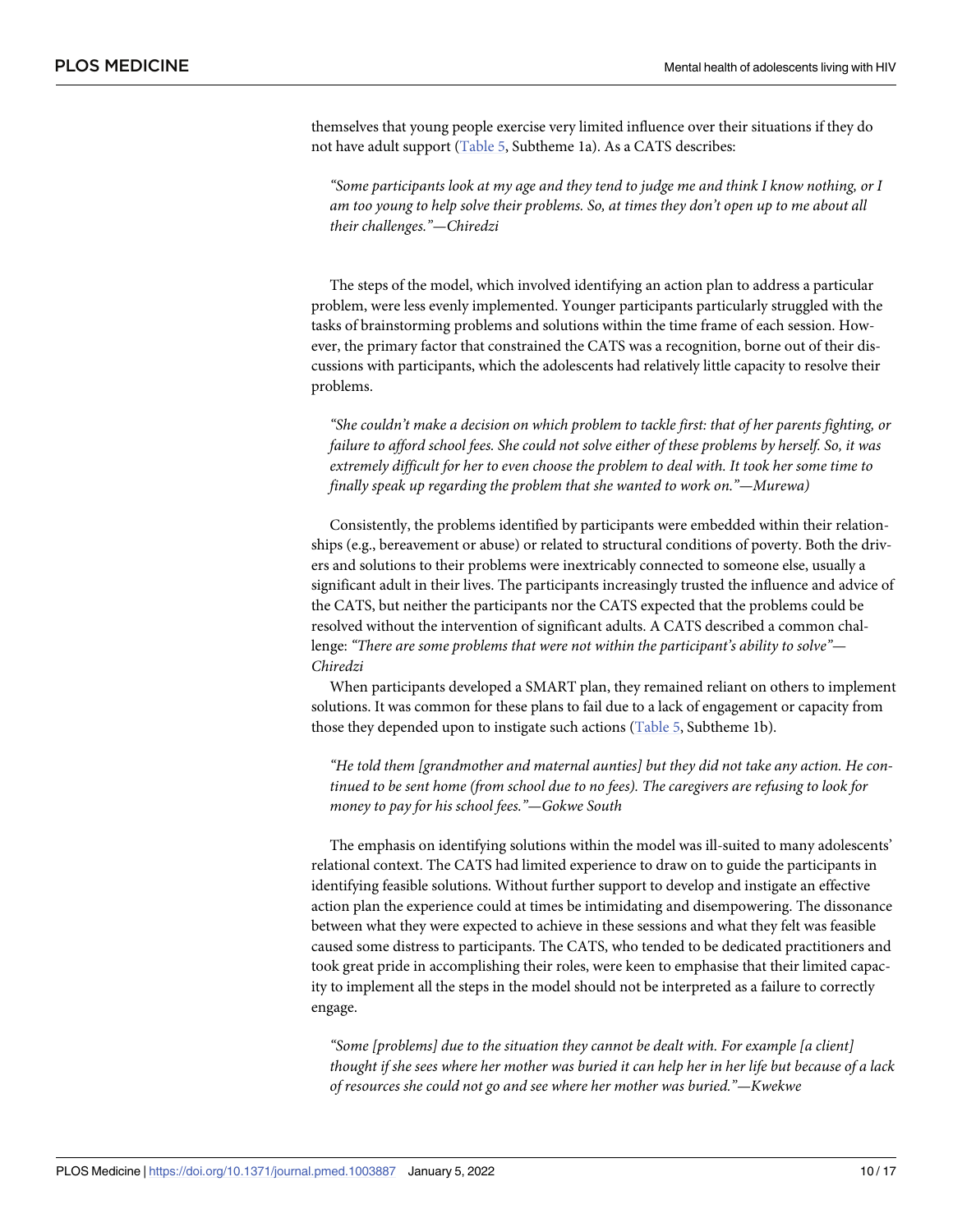themselves that young people exercise very limited influence over their situations if they do not have adult support (Table 5, Subtheme 1a). As a CATS describes:

> *"Some participants look at my age and they tend to judge me and think I know nothing, or I am too young to help solve their problems. So, at times they don't open up to me about all their challenges."—Chiredzi*

The steps of the model, which involved identifying an action plan to address a particular problem, were less evenly implemented. Younger participants particularly struggled with the tasks of brainstorming problems and solutions within the time frame of each session. However, the primary factor that constrained the CATS was a recognition, borne out of their discussions with participants, which the adolescents had relatively little capacity to resolve their problems.

> *"She couldn't make a decision on which problem to tackle first: that of her parents fighting, or failure to afford school fees. She could not solve either of these problems by herself. So, it was extremely difficult for her to even choose the problem to deal with. It took her some time to finally speak up regarding the problem that she wanted to work on."—Murewa)*

Consistently, the problems identified by participants were embedded within their relationships (e.g., bereavement or abuse) or related to structural conditions of poverty. Both the drivers and solutions to their problems were inextricably connected to someone else, usually a significant adult in their lives. The participants increasingly trusted the influence and advice of the CATS, but neither the participants nor the CATS expected that the problems could be resolved without the intervention of significant adults. A CATS described a common challenge: *"There are some problems that were not within the participant's ability to solve"—Chiredzi*

When participants developed a SMART plan, they remained reliant on others to implement solutions. It was common for these plans to fail due to a lack of engagement or capacity from those they depended upon to instigate such actions (Table 5, Subtheme 1b).

> *"He told them [grandmother and maternal aunties] but they did not take any action. He continued to be sent home (from school due to no fees). The caregivers are refusing to look for money to pay for his school fees."—Gokwe South*

The emphasis on identifying solutions within the model was ill-suited to many adolescents' relational context. The CATS had limited experience to draw on to guide the participants in identifying feasible solutions. Without further support to develop and instigate an effective action plan the experience could at times be intimidating and disempowering. The dissonance between what they were expected to achieve in these sessions and what they felt was feasible caused some distress to participants. The CATS, who tended to be dedicated practitioners and took great pride in accomplishing their roles, were keen to emphasise that their limited capacity to implement all the steps in the model should not be interpreted as a failure to correctly engage.

> *"Some [problems] due to the situation they cannot be dealt with. For example [a client] thought if she sees where her mother was buried it can help her in her life but because of a lack of resources she could not go and see where her mother was buried."—Kwekwe*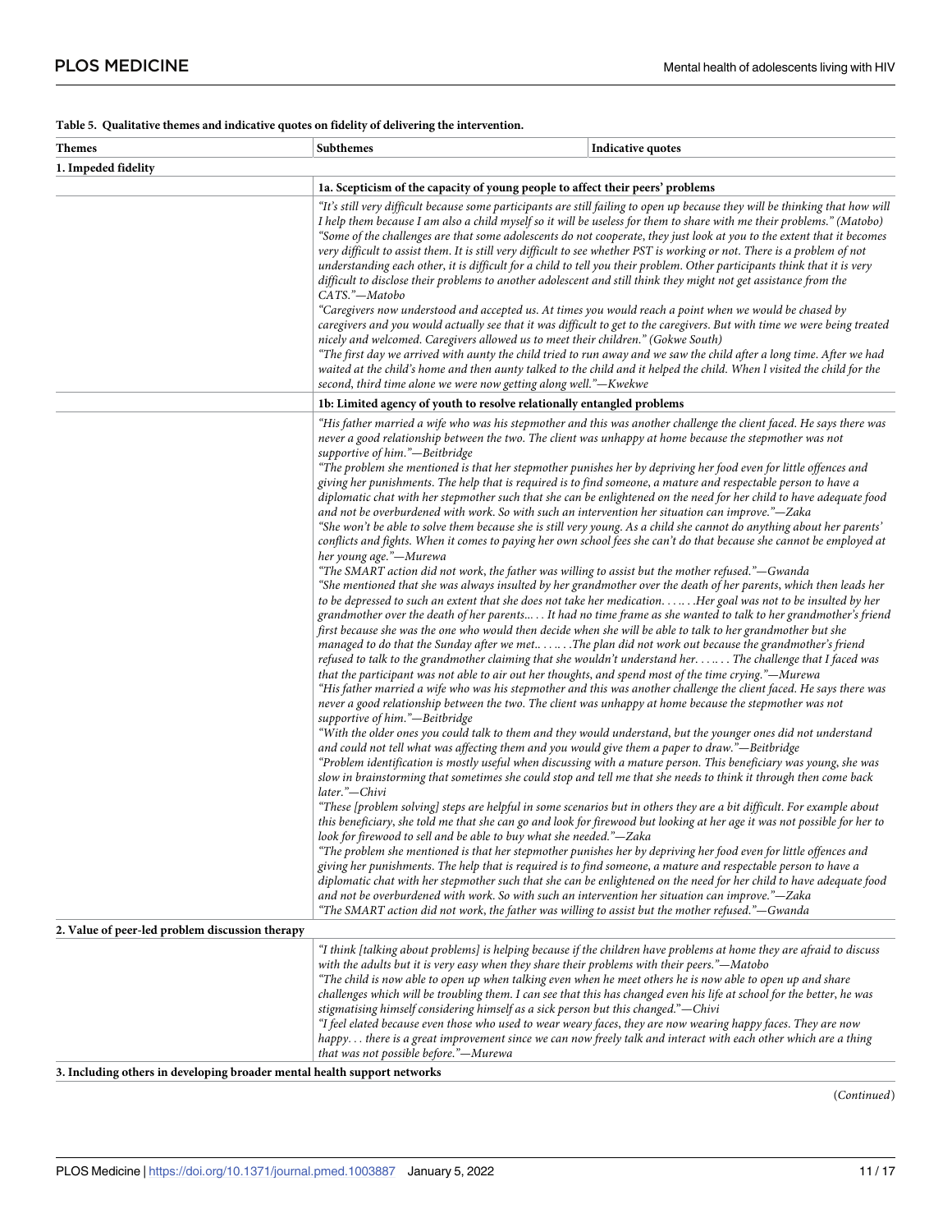**Table 5. Qualitative themes and indicative quotes on fidelity of delivering the intervention.**

| Themes | Subthemes | Indicative quotes |
| --- | --- | --- |
| **1. Impeded fidelity** | | |
| | **1a. Scepticism of the capacity of young people to affect their peers' problems** | |
| | *"It's still very difficult because some participants are still failing to open up because they will be thinking that how will I help them because I am also a child myself so it will be useless for them to share with me their problems." (Matobo)*<br>*"Some of the challenges are that some adolescents do not cooperate, they just look at you to the extent that it becomes very difficult to assist them. It is still very difficult to see whether PST is working or not. There is a problem of not understanding each other, it is difficult for a child to tell you their problem. Other participants think that it is very difficult to disclose their problems to another adolescent and still think they might not get assistance from the CATS."—Matobo*<br>*"Caregivers now understood and accepted us. At times you would reach a point when we would be chased by caregivers and you would actually see that it was difficult to get to the caregivers. But with time we were being treated nicely and welcomed. Caregivers allowed us to meet their children." (Gokwe South)*<br>*"The first day we arrived with aunty the child tried to run away and we saw the child after a long time. After we had waited at the child's home and then aunty talked to the child and it helped the child. When l visited the child for the second, third time alone we were now getting along well."—Kwekwe* | |
| | **1b: Limited agency of youth to resolve relationally entangled problems** | |
| | *"His father married a wife who was his stepmother and this was another challenge the client faced. He says there was never a good relationship between the two. The client was unhappy at home because the stepmother was not supportive of him."—Beitbridge*<br>*"The problem she mentioned is that her stepmother punishes her by depriving her food even for little offences and giving her punishments. The help that is required is to find someone, a mature and respectable person to have a diplomatic chat with her stepmother such that she can be enlightened on the need for her child to have adequate food and not be overburdened with work. So with such an intervention her situation can improve."—Zaka*<br>*"She won't be able to solve them because she is still very young. As a child she cannot do anything about her parents' conflicts and fights. When it comes to paying her own school fees she can't do that because she cannot be employed at her young age."—Murewa*<br>*"The SMART action did not work, the father was willing to assist but the mother refused."—Gwanda*<br>*"She mentioned that she was always insulted by her grandmother over the death of her parents, which then leads her to be depressed to such an extent that she does not take her medication. . . . . . .Her goal was not to be insulted by her grandmother over the death of her parents... . . It had no time frame as she wanted to talk to her grandmother's friend first because she was the one who would then decide when she will be able to talk to her grandmother but she managed to do that the Sunday after we met.. . . . . .The plan did not work out because the grandmother's friend refused to talk to the grandmother claiming that she wouldn't understand her. . . .. . . The challenge that I faced was that the participant was not able to air out her thoughts, and spend most of the time crying."—Murewa*<br>*"His father married a wife who was his stepmother and this was another challenge the client faced. He says there was never a good relationship between the two. The client was unhappy at home because the stepmother was not supportive of him."—Beitbridge*<br>*"With the older ones you could talk to them and they would understand, but the younger ones did not understand and could not tell what was affecting them and you would give them a paper to draw."—Beitbridge*<br>*"Problem identification is mostly useful when discussing with a mature person. This beneficiary was young, she was slow in brainstorming that sometimes she could stop and tell me that she needs to think it through then come back later."—Chivi*<br>*"These [problem solving] steps are helpful in some scenarios but in others they are a bit difficult. For example about this beneficiary, she told me that she can go and look for firewood but looking at her age it was not possible for her to look for firewood to sell and be able to buy what she needed."—Zaka*<br>*"The problem she mentioned is that her stepmother punishes her by depriving her food even for little offences and giving her punishments. The help that is required is to find someone, a mature and respectable person to have a diplomatic chat with her stepmother such that she can be enlightened on the need for her child to have adequate food and not be overburdened with work. So with such an intervention her situation can improve."—Zaka*<br>*"The SMART action did not work, the father was willing to assist but the mother refused."—Gwanda* | |
| **2. Value of peer-led problem discussion therapy** | | |
| | *"I think [talking about problems] is helping because if the children have problems at home they are afraid to discuss with the adults but it is very easy when they share their problems with their peers."—Matobo*<br>*"The child is now able to open up when talking even when he meet others he is now able to open up and share challenges which will be troubling them. I can see that this has changed even his life at school for the better, he was stigmatising himself considering himself as a sick person but this changed."—Chivi*<br>*"I feel elated because even those who used to wear weary faces, they are now wearing happy faces. They are now happy. . . there is a great improvement since we can now freely talk and interact with each other which are a thing that was not possible before."—Murewa* | |
| **3. Including others in developing broader mental health support networks** | | |

(*Continued*)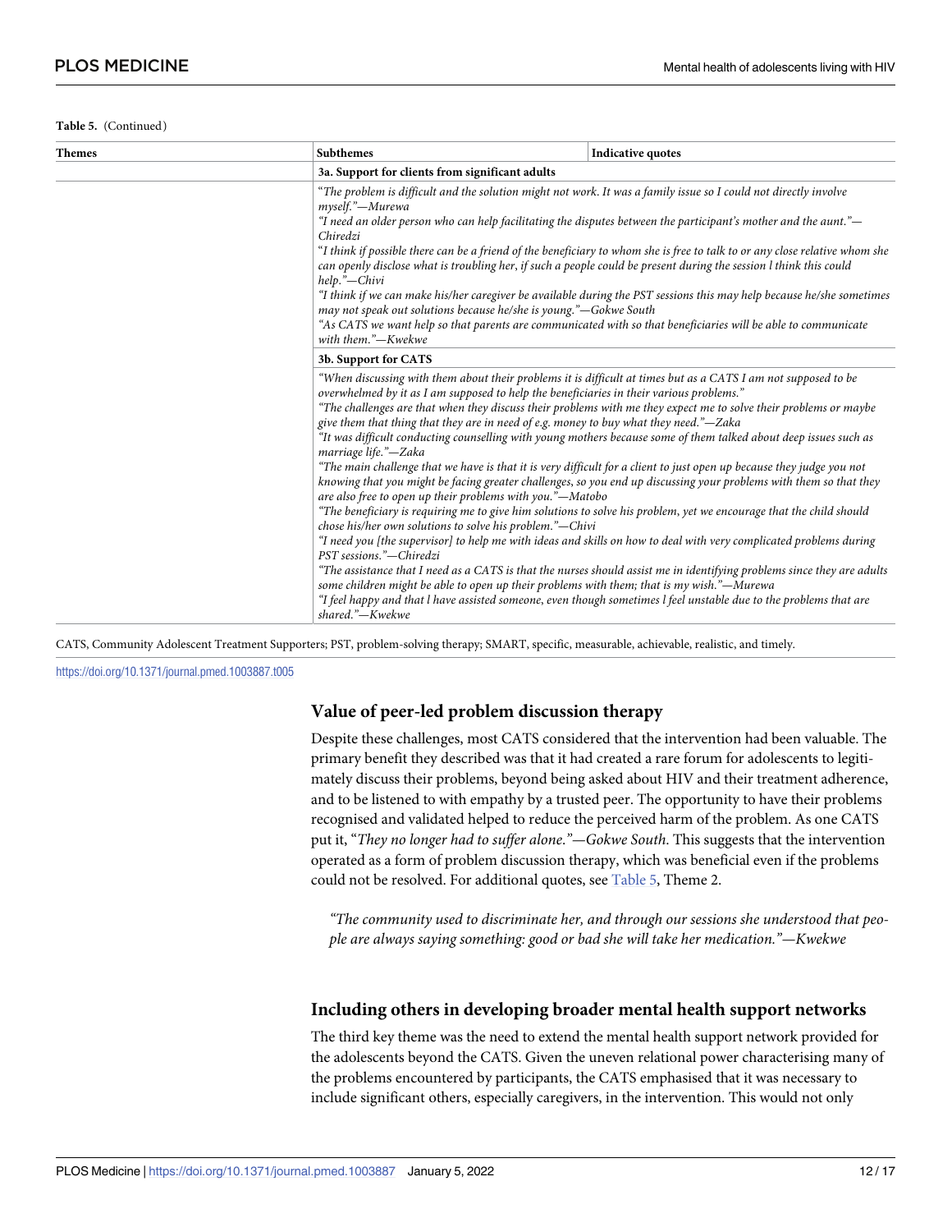**Table 5.** (Continued)

| Themes | Subthemes | Indicative quotes |
|---|---|---|
| | **3a. Support for clients from significant adults** | |
| | *"The problem is difficult and the solution might not work. It was a family issue so I could not directly involve myself."—Murewa*<br>*"I need an older person who can help facilitating the disputes between the participant's mother and the aunt."—Chiredzi*<br>*"I think if possible there can be a friend of the beneficiary to whom she is free to talk to or any close relative whom she can openly disclose what is troubling her, if such a people could be present during the session l think this could help."—Chivi*<br>*"I think if we can make his/her caregiver be available during the PST sessions this may help because he/she sometimes may not speak out solutions because he/she is young."—Gokwe South*<br>*"As CATS we want help so that parents are communicated with so that beneficiaries will be able to communicate with them."—Kwekwe* | |
| | **3b. Support for CATS** | |
| | *"When discussing with them about their problems it is difficult at times but as a CATS I am not supposed to be overwhelmed by it as I am supposed to help the beneficiaries in their various problems."*<br>*"The challenges are that when they discuss their problems with me they expect me to solve their problems or maybe give them that thing that they are in need of e.g. money to buy what they need."—Zaka*<br>*"It was difficult conducting counselling with young mothers because some of them talked about deep issues such as marriage life."—Zaka*<br>*"The main challenge that we have is that it is very difficult for a client to just open up because they judge you not knowing that you might be facing greater challenges, so you end up discussing your problems with them so that they are also free to open up their problems with you."—Matobo*<br>*"The beneficiary is requiring me to give him solutions to solve his problem, yet we encourage that the child should chose his/her own solutions to solve his problem."—Chivi*<br>*"I need you [the supervisor] to help me with ideas and skills on how to deal with very complicated problems during PST sessions."—Chiredzi*<br>*"The assistance that I need as a CATS is that the nurses should assist me in identifying problems since they are adults some children might be able to open up their problems with them; that is my wish."—Murewa*<br>*"I feel happy and that l have assisted someone, even though sometimes l feel unstable due to the problems that are shared."—Kwekwe* | |

CATS, Community Adolescent Treatment Supporters; PST, problem-solving therapy; SMART, specific, measurable, achievable, realistic, and timely.

https://doi.org/10.1371/journal.pmed.1003887.t005

## Value of peer-led problem discussion therapy

Despite these challenges, most CATS considered that the intervention had been valuable. The primary benefit they described was that it had created a rare forum for adolescents to legitimately discuss their problems, beyond being asked about HIV and their treatment adherence, and to be listened to with empathy by a trusted peer. The opportunity to have their problems recognised and validated helped to reduce the perceived harm of the problem. As one CATS put it, "*They no longer had to suffer alone."—Gokwe South*. This suggests that the intervention operated as a form of problem discussion therapy, which was beneficial even if the problems could not be resolved. For additional quotes, see Table 5, Theme 2.

> *"The community used to discriminate her, and through our sessions she understood that people are always saying something: good or bad she will take her medication."—Kwekwe*

## Including others in developing broader mental health support networks

The third key theme was the need to extend the mental health support network provided for the adolescents beyond the CATS. Given the uneven relational power characterising many of the problems encountered by participants, the CATS emphasised that it was necessary to include significant others, especially caregivers, in the intervention. This would not only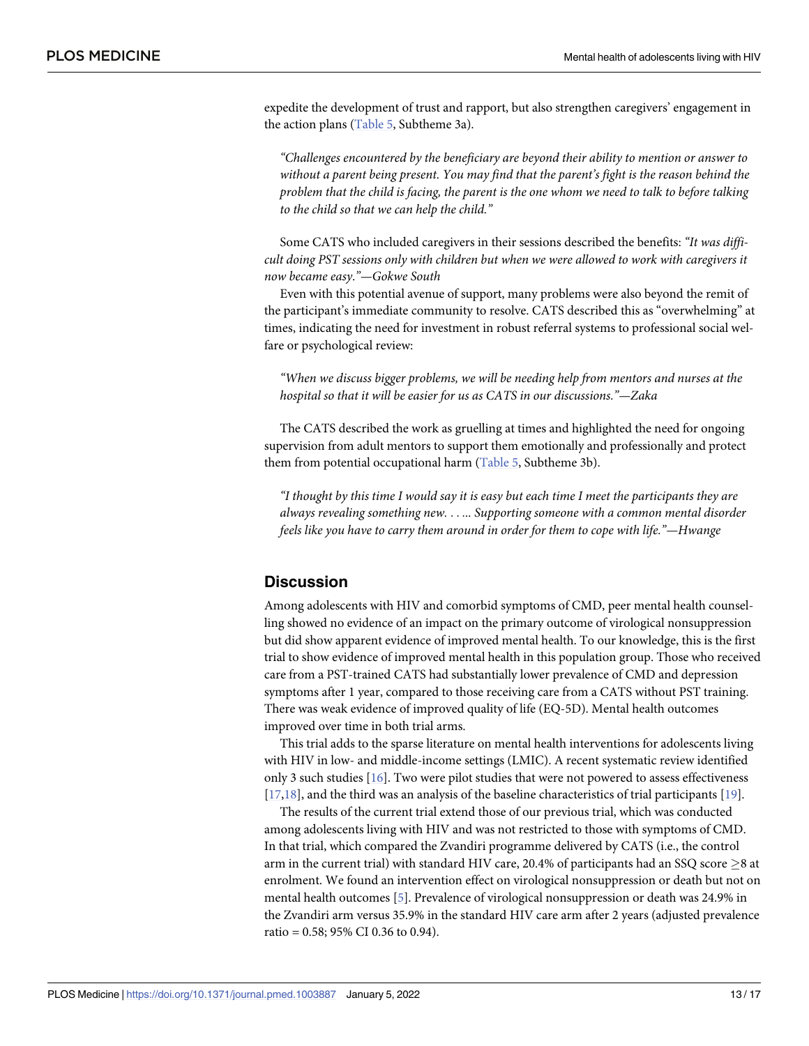expedite the development of trust and rapport, but also strengthen caregivers' engagement in the action plans (Table 5, Subtheme 3a).

> *"Challenges encountered by the beneficiary are beyond their ability to mention or answer to without a parent being present. You may find that the parent's fight is the reason behind the problem that the child is facing, the parent is the one whom we need to talk to before talking to the child so that we can help the child."*

Some CATS who included caregivers in their sessions described the benefits: *"It was difficult doing PST sessions only with children but when we were allowed to work with caregivers it now became easy."—Gokwe South*

Even with this potential avenue of support, many problems were also beyond the remit of the participant's immediate community to resolve. CATS described this as "overwhelming" at times, indicating the need for investment in robust referral systems to professional social welfare or psychological review:

> *"When we discuss bigger problems, we will be needing help from mentors and nurses at the hospital so that it will be easier for us as CATS in our discussions."—Zaka*

The CATS described the work as gruelling at times and highlighted the need for ongoing supervision from adult mentors to support them emotionally and professionally and protect them from potential occupational harm (Table 5, Subtheme 3b).

> *"I thought by this time I would say it is easy but each time I meet the participants they are always revealing something new. . . .. Supporting someone with a common mental disorder feels like you have to carry them around in order for them to cope with life."—Hwange*

## Discussion

Among adolescents with HIV and comorbid symptoms of CMD, peer mental health counselling showed no evidence of an impact on the primary outcome of virological nonsuppression but did show apparent evidence of improved mental health. To our knowledge, this is the first trial to show evidence of improved mental health in this population group. Those who received care from a PST-trained CATS had substantially lower prevalence of CMD and depression symptoms after 1 year, compared to those receiving care from a CATS without PST training. There was weak evidence of improved quality of life (EQ-5D). Mental health outcomes improved over time in both trial arms.

This trial adds to the sparse literature on mental health interventions for adolescents living with HIV in low- and middle-income settings (LMIC). A recent systematic review identified only 3 such studies [16]. Two were pilot studies that were not powered to assess effectiveness [17,18], and the third was an analysis of the baseline characteristics of trial participants [19].

The results of the current trial extend those of our previous trial, which was conducted among adolescents living with HIV and was not restricted to those with symptoms of CMD. In that trial, which compared the Zvandiri programme delivered by CATS (i.e., the control arm in the current trial) with standard HIV care, 20.4% of participants had an SSQ score $\geq$8 at enrolment. We found an intervention effect on virological nonsuppression or death but not on mental health outcomes [5]. Prevalence of virological nonsuppression or death was 24.9% in the Zvandiri arm versus 35.9% in the standard HIV care arm after 2 years (adjusted prevalence ratio = 0.58; 95% CI 0.36 to 0.94).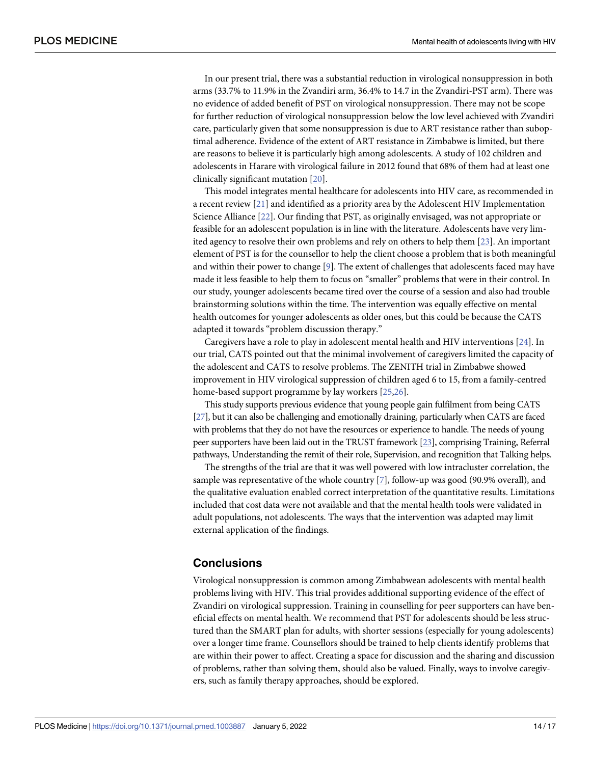In our present trial, there was a substantial reduction in virological nonsuppression in both arms (33.7% to 11.9% in the Zvandiri arm, 36.4% to 14.7 in the Zvandiri-PST arm). There was no evidence of added benefit of PST on virological nonsuppression. There may not be scope for further reduction of virological nonsuppression below the low level achieved with Zvandiri care, particularly given that some nonsuppression is due to ART resistance rather than suboptimal adherence. Evidence of the extent of ART resistance in Zimbabwe is limited, but there are reasons to believe it is particularly high among adolescents. A study of 102 children and adolescents in Harare with virological failure in 2012 found that 68% of them had at least one clinically significant mutation [20].

This model integrates mental healthcare for adolescents into HIV care, as recommended in a recent review [21] and identified as a priority area by the Adolescent HIV Implementation Science Alliance [22]. Our finding that PST, as originally envisaged, was not appropriate or feasible for an adolescent population is in line with the literature. Adolescents have very limited agency to resolve their own problems and rely on others to help them [23]. An important element of PST is for the counsellor to help the client choose a problem that is both meaningful and within their power to change [9]. The extent of challenges that adolescents faced may have made it less feasible to help them to focus on "smaller" problems that were in their control. In our study, younger adolescents became tired over the course of a session and also had trouble brainstorming solutions within the time. The intervention was equally effective on mental health outcomes for younger adolescents as older ones, but this could be because the CATS adapted it towards "problem discussion therapy."

Caregivers have a role to play in adolescent mental health and HIV interventions [24]. In our trial, CATS pointed out that the minimal involvement of caregivers limited the capacity of the adolescent and CATS to resolve problems. The ZENITH trial in Zimbabwe showed improvement in HIV virological suppression of children aged 6 to 15, from a family-centred home-based support programme by lay workers [25,26].

This study supports previous evidence that young people gain fulfilment from being CATS [27], but it can also be challenging and emotionally draining, particularly when CATS are faced with problems that they do not have the resources or experience to handle. The needs of young peer supporters have been laid out in the TRUST framework [23], comprising Training, Referral pathways, Understanding the remit of their role, Supervision, and recognition that Talking helps.

The strengths of the trial are that it was well powered with low intracluster correlation, the sample was representative of the whole country [7], follow-up was good (90.9% overall), and the qualitative evaluation enabled correct interpretation of the quantitative results. Limitations included that cost data were not available and that the mental health tools were validated in adult populations, not adolescents. The ways that the intervention was adapted may limit external application of the findings.

## Conclusions

Virological nonsuppression is common among Zimbabwean adolescents with mental health problems living with HIV. This trial provides additional supporting evidence of the effect of Zvandiri on virological suppression. Training in counselling for peer supporters can have beneficial effects on mental health. We recommend that PST for adolescents should be less structured than the SMART plan for adults, with shorter sessions (especially for young adolescents) over a longer time frame. Counsellors should be trained to help clients identify problems that are within their power to affect. Creating a space for discussion and the sharing and discussion of problems, rather than solving them, should also be valued. Finally, ways to involve caregivers, such as family therapy approaches, should be explored.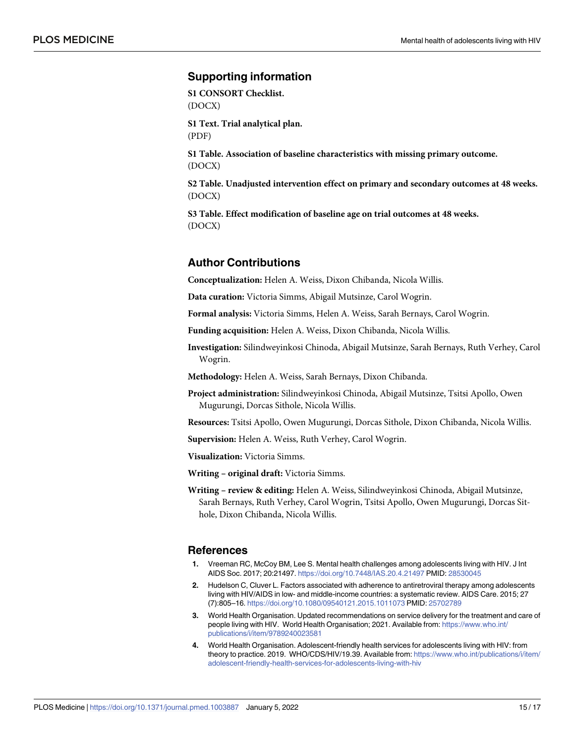## Supporting information

**S1 CONSORT Checklist.**
(DOCX)

**S1 Text. Trial analytical plan.**
(PDF)

**S1 Table. Association of baseline characteristics with missing primary outcome.**
(DOCX)

**S2 Table. Unadjusted intervention effect on primary and secondary outcomes at 48 weeks.**
(DOCX)

**S3 Table. Effect modification of baseline age on trial outcomes at 48 weeks.**
(DOCX)

## Author Contributions

**Conceptualization:** Helen A. Weiss, Dixon Chibanda, Nicola Willis.

**Data curation:** Victoria Simms, Abigail Mutsinze, Carol Wogrin.

**Formal analysis:** Victoria Simms, Helen A. Weiss, Sarah Bernays, Carol Wogrin.

**Funding acquisition:** Helen A. Weiss, Dixon Chibanda, Nicola Willis.

**Investigation:** Silindweyinkosi Chinoda, Abigail Mutsinze, Sarah Bernays, Ruth Verhey, Carol Wogrin.

**Methodology:** Helen A. Weiss, Sarah Bernays, Dixon Chibanda.

**Project administration:** Silindweyinkosi Chinoda, Abigail Mutsinze, Tsitsi Apollo, Owen Mugurungi, Dorcas Sithole, Nicola Willis.

**Resources:** Tsitsi Apollo, Owen Mugurungi, Dorcas Sithole, Dixon Chibanda, Nicola Willis.

**Supervision:** Helen A. Weiss, Ruth Verhey, Carol Wogrin.

**Visualization:** Victoria Simms.

**Writing – original draft:** Victoria Simms.

**Writing – review & editing:** Helen A. Weiss, Silindweyinkosi Chinoda, Abigail Mutsinze, Sarah Bernays, Ruth Verhey, Carol Wogrin, Tsitsi Apollo, Owen Mugurungi, Dorcas Sithole, Dixon Chibanda, Nicola Willis.

## References

1. Vreeman RC, McCoy BM, Lee S. Mental health challenges among adolescents living with HIV. J Int AIDS Soc. 2017; 20:21497. https://doi.org/10.7448/IAS.20.4.21497 PMID: 28530045
2. Hudelson C, Cluver L. Factors associated with adherence to antiretroviral therapy among adolescents living with HIV/AIDS in low- and middle-income countries: a systematic review. AIDS Care. 2015; 27 (7):805–16. https://doi.org/10.1080/09540121.2015.1011073 PMID: 25702789
3. World Health Organisation. Updated recommendations on service delivery for the treatment and care of people living with HIV. World Health Organisation; 2021. Available from: https://www.who.int/publications/i/item/9789240023581
4. World Health Organisation. Adolescent-friendly health services for adolescents living with HIV: from theory to practice. 2019. WHO/CDS/HIV/19.39. Available from: https://www.who.int/publications/i/item/adolescent-friendly-health-services-for-adolescents-living-with-hiv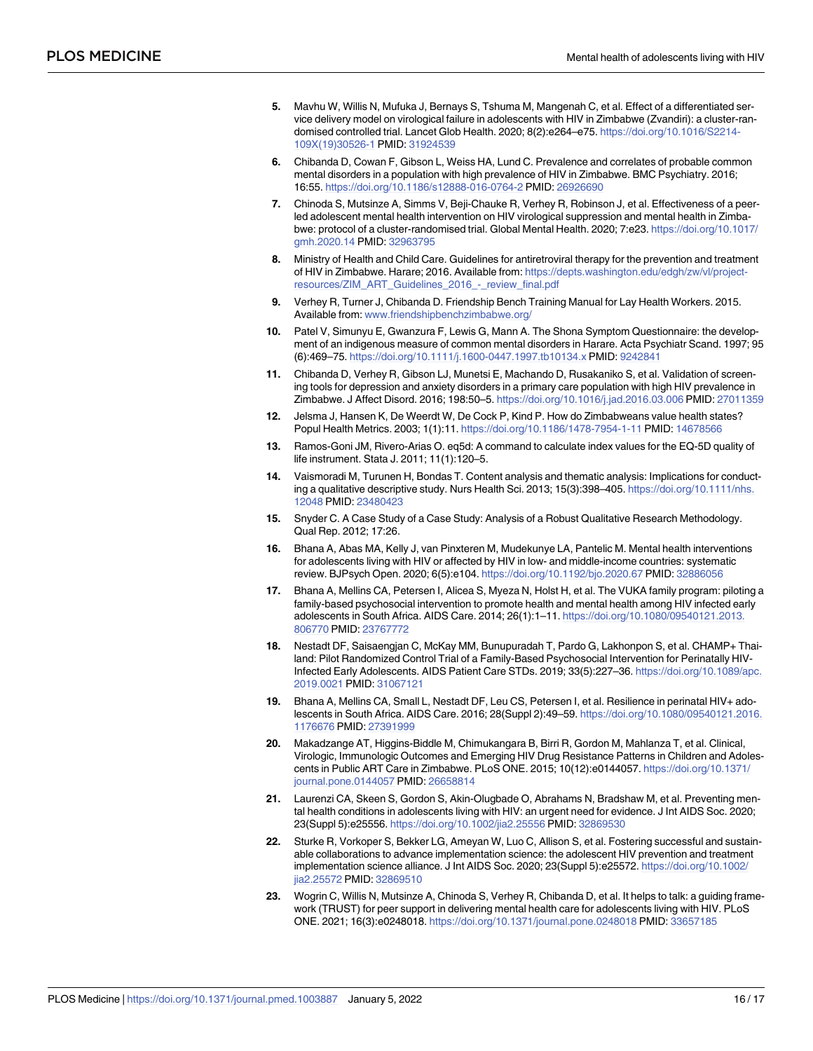5. Mavhu W, Willis N, Mufuka J, Bernays S, Tshuma M, Mangenah C, et al. Effect of a differentiated service delivery model on virological failure in adolescents with HIV in Zimbabwe (Zvandiri): a cluster-randomised controlled trial. Lancet Glob Health. 2020; 8(2):e264–e75. https://doi.org/10.1016/S2214-109X(19)30526-1 PMID: 31924539
6. Chibanda D, Cowan F, Gibson L, Weiss HA, Lund C. Prevalence and correlates of probable common mental disorders in a population with high prevalence of HIV in Zimbabwe. BMC Psychiatry. 2016; 16:55. https://doi.org/10.1186/s12888-016-0764-2 PMID: 26926690
7. Chinoda S, Mutsinze A, Simms V, Beji-Chauke R, Verhey R, Robinson J, et al. Effectiveness of a peer-led adolescent mental health intervention on HIV virological suppression and mental health in Zimbabwe: protocol of a cluster-randomised trial. Global Mental Health. 2020; 7:e23. https://doi.org/10.1017/gmh.2020.14 PMID: 32963795
8. Ministry of Health and Child Care. Guidelines for antiretroviral therapy for the prevention and treatment of HIV in Zimbabwe. Harare; 2016. Available from: https://depts.washington.edu/edgh/zw/vl/project-resources/ZIM_ART_Guidelines_2016_-_review_final.pdf
9. Verhey R, Turner J, Chibanda D. Friendship Bench Training Manual for Lay Health Workers. 2015. Available from: www.friendshipbenchzimbabwe.org/
10. Patel V, Simunyu E, Gwanzura F, Lewis G, Mann A. The Shona Symptom Questionnaire: the development of an indigenous measure of common mental disorders in Harare. Acta Psychiatr Scand. 1997; 95 (6):469–75. https://doi.org/10.1111/j.1600-0447.1997.tb10134.x PMID: 9242841
11. Chibanda D, Verhey R, Gibson LJ, Munetsi E, Machando D, Rusakaniko S, et al. Validation of screening tools for depression and anxiety disorders in a primary care population with high HIV prevalence in Zimbabwe. J Affect Disord. 2016; 198:50–5. https://doi.org/10.1016/j.jad.2016.03.006 PMID: 27011359
12. Jelsma J, Hansen K, De Weerdt W, De Cock P, Kind P. How do Zimbabweans value health states? Popul Health Metrics. 2003; 1(1):11. https://doi.org/10.1186/1478-7954-1-11 PMID: 14678566
13. Ramos-Goni JM, Rivero-Arias O. eq5d: A command to calculate index values for the EQ-5D quality of life instrument. Stata J. 2011; 11(1):120–5.
14. Vaismoradi M, Turunen H, Bondas T. Content analysis and thematic analysis: Implications for conducting a qualitative descriptive study. Nurs Health Sci. 2013; 15(3):398–405. https://doi.org/10.1111/nhs.12048 PMID: 23480423
15. Snyder C. A Case Study of a Case Study: Analysis of a Robust Qualitative Research Methodology. Qual Rep. 2012; 17:26.
16. Bhana A, Abas MA, Kelly J, van Pinxteren M, Mudekunye LA, Pantelic M. Mental health interventions for adolescents living with HIV or affected by HIV in low- and middle-income countries: systematic review. BJPsych Open. 2020; 6(5):e104. https://doi.org/10.1192/bjo.2020.67 PMID: 32886056
17. Bhana A, Mellins CA, Petersen I, Alicea S, Myeza N, Holst H, et al. The VUKA family program: piloting a family-based psychosocial intervention to promote health and mental health among HIV infected early adolescents in South Africa. AIDS Care. 2014; 26(1):1–11. https://doi.org/10.1080/09540121.2013.806770 PMID: 23767772
18. Nestadt DF, Saisaengjan C, McKay MM, Bunupuradah T, Pardo G, Lakhonpon S, et al. CHAMP+ Thailand: Pilot Randomized Control Trial of a Family-Based Psychosocial Intervention for Perinatally HIV-Infected Early Adolescents. AIDS Patient Care STDs. 2019; 33(5):227–36. https://doi.org/10.1089/apc.2019.0021 PMID: 31067121
19. Bhana A, Mellins CA, Small L, Nestadt DF, Leu CS, Petersen I, et al. Resilience in perinatal HIV+ adolescents in South Africa. AIDS Care. 2016; 28(Suppl 2):49–59. https://doi.org/10.1080/09540121.2016.1176676 PMID: 27391999
20. Makadzange AT, Higgins-Biddle M, Chimukangara B, Birri R, Gordon M, Mahlanza T, et al. Clinical, Virologic, Immunologic Outcomes and Emerging HIV Drug Resistance Patterns in Children and Adolescents in Public ART Care in Zimbabwe. PLoS ONE. 2015; 10(12):e0144057. https://doi.org/10.1371/journal.pone.0144057 PMID: 26658814
21. Laurenzi CA, Skeen S, Gordon S, Akin-Olugbade O, Abrahams N, Bradshaw M, et al. Preventing mental health conditions in adolescents living with HIV: an urgent need for evidence. J Int AIDS Soc. 2020; 23(Suppl 5):e25556. https://doi.org/10.1002/jia2.25556 PMID: 32869530
22. Sturke R, Vorkoper S, Bekker LG, Ameyan W, Luo C, Allison S, et al. Fostering successful and sustainable collaborations to advance implementation science: the adolescent HIV prevention and treatment implementation science alliance. J Int AIDS Soc. 2020; 23(Suppl 5):e25572. https://doi.org/10.1002/jia2.25572 PMID: 32869510
23. Wogrin C, Willis N, Mutsinze A, Chinoda S, Verhey R, Chibanda D, et al. It helps to talk: a guiding framework (TRUST) for peer support in delivering mental health care for adolescents living with HIV. PLoS ONE. 2021; 16(3):e0248018. https://doi.org/10.1371/journal.pone.0248018 PMID: 33657185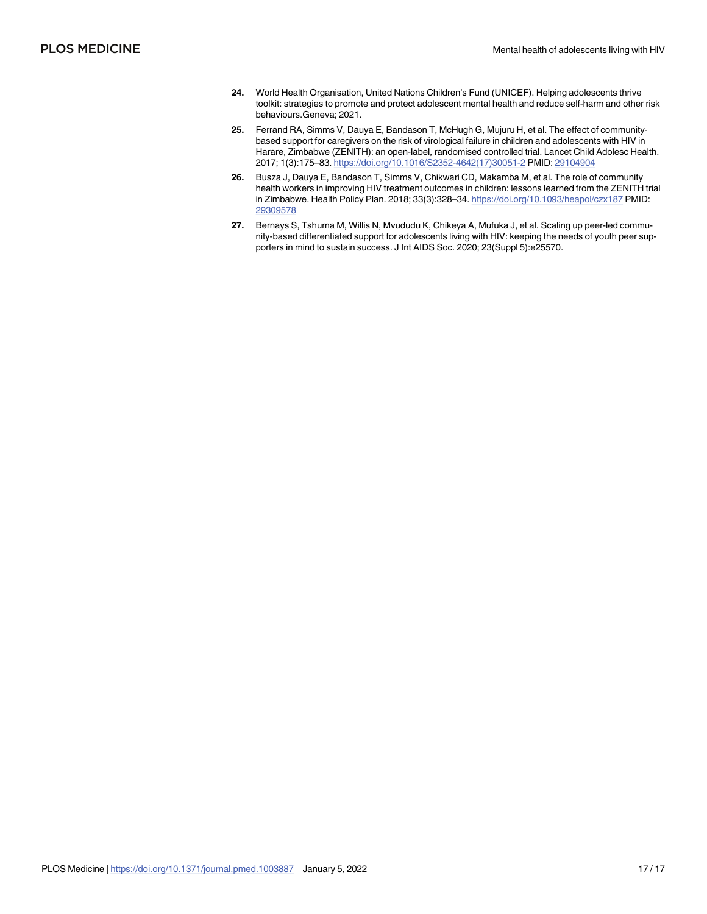24. World Health Organisation, United Nations Children's Fund (UNICEF). Helping adolescents thrive toolkit: strategies to promote and protect adolescent mental health and reduce self-harm and other risk behaviours.Geneva; 2021.

25. Ferrand RA, Simms V, Dauya E, Bandason T, McHugh G, Mujuru H, et al. The effect of community-based support for caregivers on the risk of virological failure in children and adolescents with HIV in Harare, Zimbabwe (ZENITH): an open-label, randomised controlled trial. Lancet Child Adolesc Health. 2017; 1(3):175–83. https://doi.org/10.1016/S2352-4642(17)30051-2 PMID: 29104904

26. Busza J, Dauya E, Bandason T, Simms V, Chikwari CD, Makamba M, et al. The role of community health workers in improving HIV treatment outcomes in children: lessons learned from the ZENITH trial in Zimbabwe. Health Policy Plan. 2018; 33(3):328–34. https://doi.org/10.1093/heapol/czx187 PMID: 29309578

27. Bernays S, Tshuma M, Willis N, Mvududu K, Chikeya A, Mufuka J, et al. Scaling up peer-led community-based differentiated support for adolescents living with HIV: keeping the needs of youth peer supporters in mind to sustain success. J Int AIDS Soc. 2020; 23(Suppl 5):e25570.